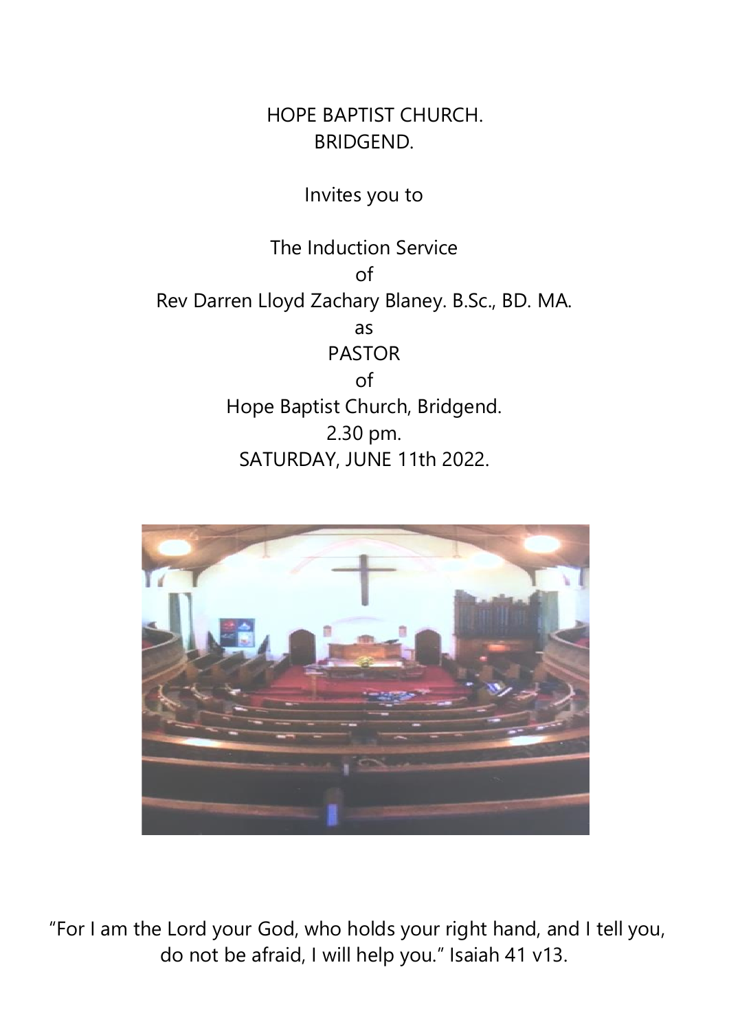HOPE BAPTIST CHURCH.
BRIDGEND.

Invites you to

The Induction Service
of
Rev Darren Lloyd Zachary Blaney. B.Sc., BD. MA.
as
PASTOR
of
Hope Baptist Church, Bridgend.
2.30 pm.
SATURDAY, JUNE 11th 2022.

"For I am the Lord your God, who holds your right hand, and I tell you, do not be afraid, I will help you." Isaiah 41 v13.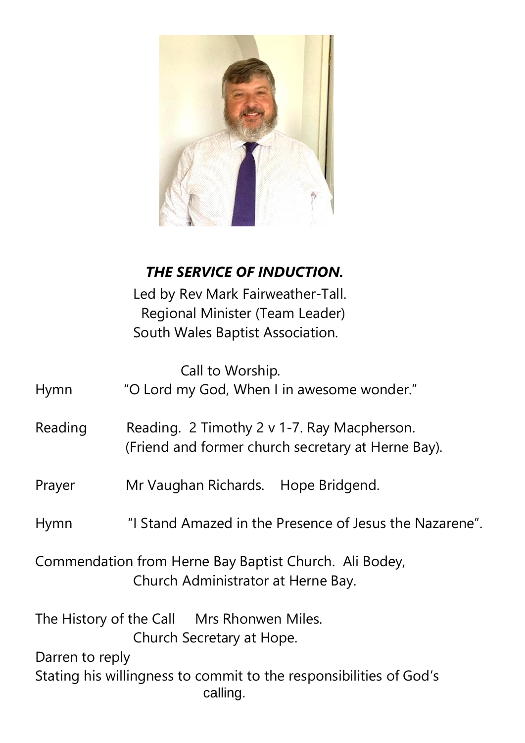### ***THE SERVICE OF INDUCTION.***

Led by Rev Mark Fairweather-Tall.
Regional Minister (Team Leader)
South Wales Baptist Association.

Call to Worship.

Hymn “O Lord my God, When I in awesome wonder.”

Reading Reading. 2 Timothy 2 v 1-7. Ray Macpherson.
(Friend and former church secretary at Herne Bay).

Prayer Mr Vaughan Richards. Hope Bridgend.

Hymn “I Stand Amazed in the Presence of Jesus the Nazarene”.

Commendation from Herne Bay Baptist Church. Ali Bodey,
Church Administrator at Herne Bay.

The History of the Call Mrs Rhonwen Miles.
Church Secretary at Hope.

Darren to reply
Stating his willingness to commit to the responsibilities of God’s calling.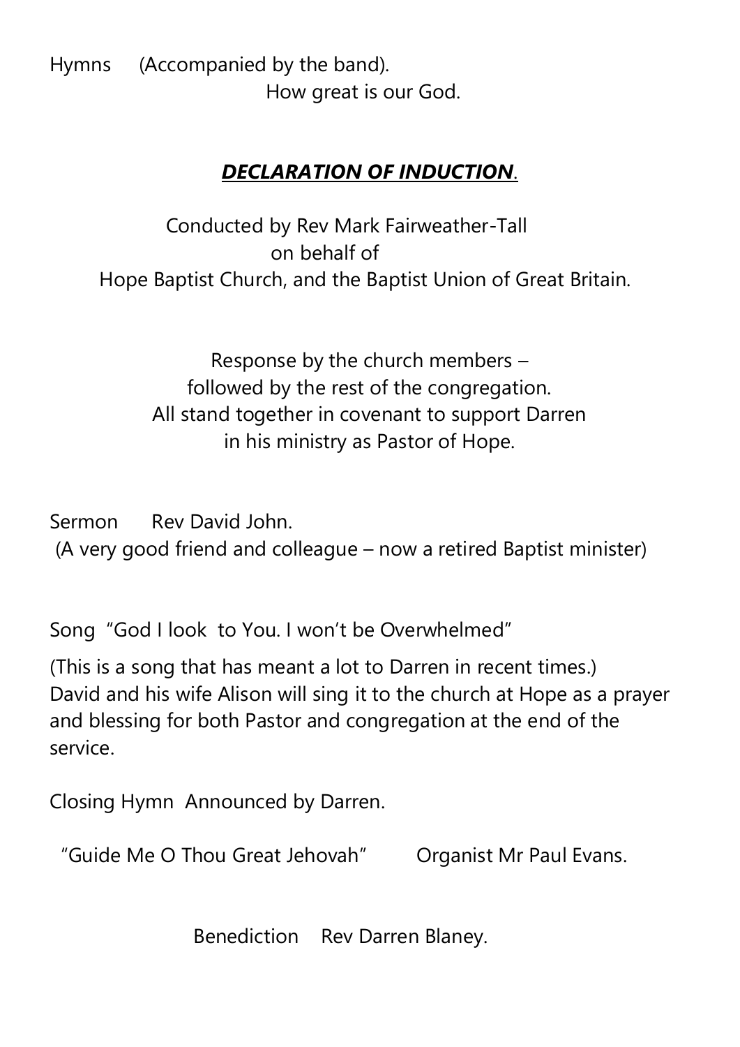Hymns (Accompanied by the band).

How great is our God.

## ***DECLARATION OF INDUCTION.***

Conducted by Rev Mark Fairweather-Tall
on behalf of
Hope Baptist Church, and the Baptist Union of Great Britain.

Response by the church members –
followed by the rest of the congregation.
All stand together in covenant to support Darren
in his ministry as Pastor of Hope.

Sermon Rev David John.
(A very good friend and colleague – now a retired Baptist minister)

Song "God I look to You. I won't be Overwhelmed"

(This is a song that has meant a lot to Darren in recent times.)
David and his wife Alison will sing it to the church at Hope as a prayer and blessing for both Pastor and congregation at the end of the service.

Closing Hymn Announced by Darren.

"Guide Me O Thou Great Jehovah" Organist Mr Paul Evans.

Benediction Rev Darren Blaney.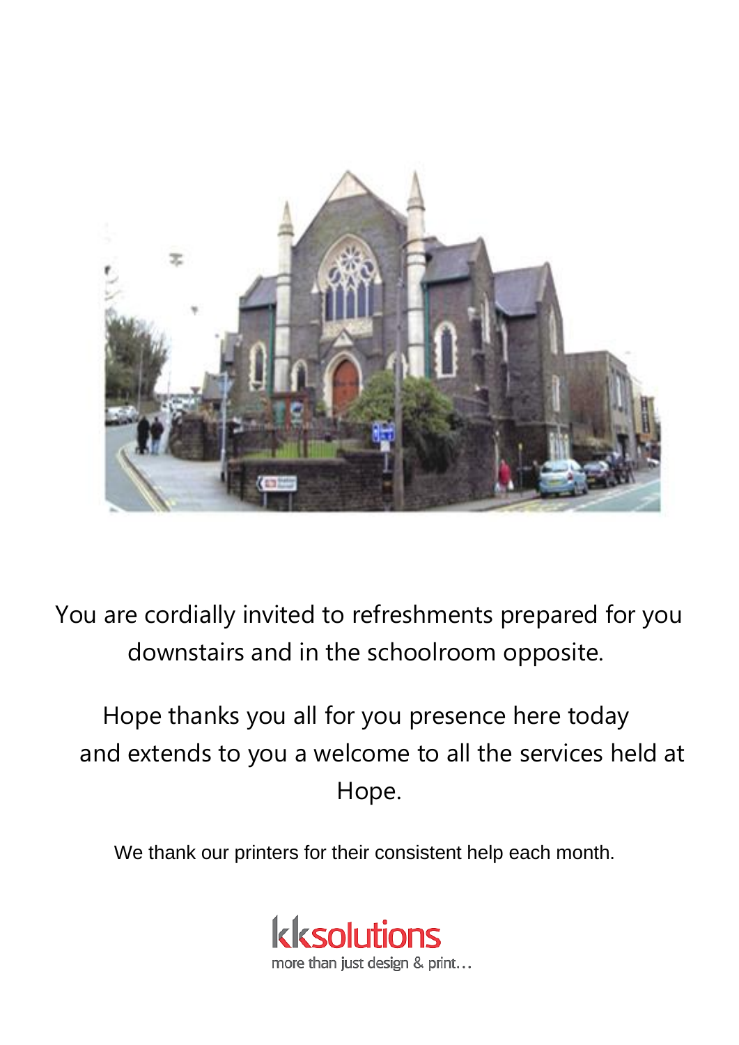You are cordially invited to refreshments prepared for you downstairs and in the schoolroom opposite.

Hope thanks you all for you presence here today and extends to you a welcome to all the services held at Hope.

We thank our printers for their consistent help each month.

kksolutions

more than just design & print…